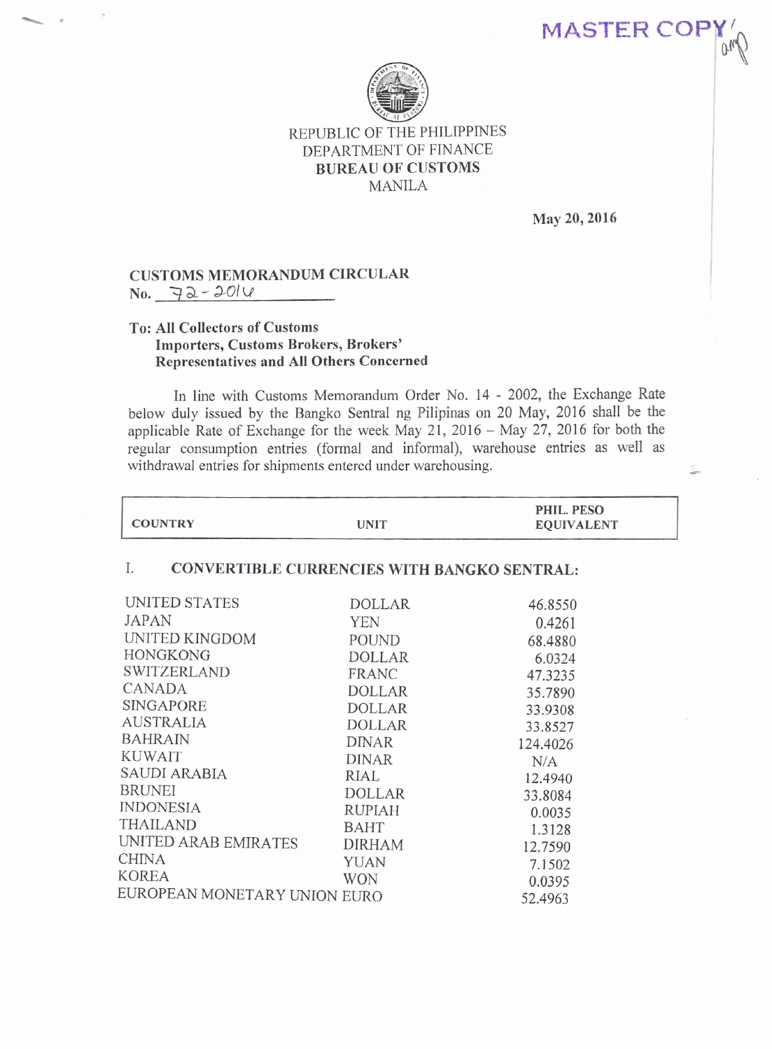MASTER COPY

REPUBLIC OF THE PHILIPPINES
DEPARTMENT OF FINANCE
**BUREAU OF CUSTOMS**
MANILA

**May 20, 2016**

**CUSTOMS MEMORANDUM CIRCULAR**
**No.** 72-2016

**To: All Collectors of Customs**
**Importers, Customs Brokers, Brokers' Representatives and All Others Concerned**

In line with Customs Memorandum Order No. 14 - 2002, the Exchange Rate below duly issued by the Bangko Sentral ng Pilipinas on 20 May, 2016 shall be the applicable Rate of Exchange for the week May 21, 2016 – May 27, 2016 for both the regular consumption entries (formal and informal), warehouse entries as well as withdrawal entries for shipments entered under warehousing.

| COUNTRY | UNIT | PHIL. PESO EQUIVALENT |
|---|---|---|
| **I. CONVERTIBLE CURRENCIES WITH BANGKO SENTRAL:** | | |
| UNITED STATES | DOLLAR | 46.8550 |
| JAPAN | YEN | 0.4261 |
| UNITED KINGDOM | POUND | 68.4880 |
| HONGKONG | DOLLAR | 6.0324 |
| SWITZERLAND | FRANC | 47.3235 |
| CANADA | DOLLAR | 35.7890 |
| SINGAPORE | DOLLAR | 33.9308 |
| AUSTRALIA | DOLLAR | 33.8527 |
| BAHRAIN | DINAR | 124.4026 |
| KUWAIT | DINAR | N/A |
| SAUDI ARABIA | RIAL | 12.4940 |
| BRUNEI | DOLLAR | 33.8084 |
| INDONESIA | RUPIAH | 0.0035 |
| THAILAND | BAHT | 1.3128 |
| UNITED ARAB EMIRATES | DIRHAM | 12.7590 |
| CHINA | YUAN | 7.1502 |
| KOREA | WON | 0.0395 |
| EUROPEAN MONETARY UNION | EURO | 52.4963 |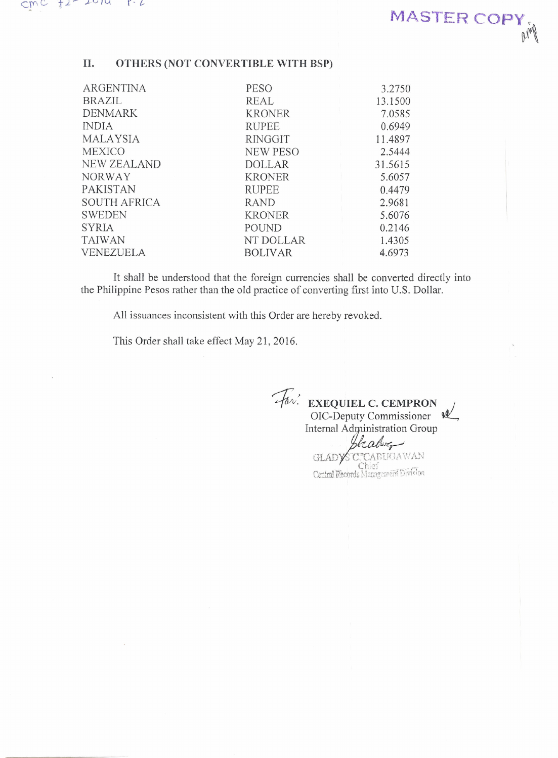## II. OTHERS (NOT CONVERTIBLE WITH BSP)

| | | |
|---|---|---|
| ARGENTINA | PESO | 3.2750 |
| BRAZIL | REAL | 13.1500 |
| DENMARK | KRONER | 7.0585 |
| INDIA | RUPEE | 0.6949 |
| MALAYSIA | RINGGIT | 11.4897 |
| MEXICO | NEW PESO | 2.5444 |
| NEW ZEALAND | DOLLAR | 31.5615 |
| NORWAY | KRONER | 5.6057 |
| PAKISTAN | RUPEE | 0.4479 |
| SOUTH AFRICA | RAND | 2.9681 |
| SWEDEN | KRONER | 5.6076 |
| SYRIA | POUND | 0.2146 |
| TAIWAN | NT DOLLAR | 1.4305 |
| VENEZUELA | BOLIVAR | 4.6973 |

It shall be understood that the foreign currencies shall be converted directly into the Philippine Pesos rather than the old practice of converting first into U.S. Dollar.

All issuances inconsistent with this Order are hereby revoked.

This Order shall take effect May 21, 2016.

For: **EXEQUIEL C. CEMPRON**
OIC-Deputy Commissioner
Internal Administration Group

GLADYS C. CABUGAWAN
Chief
Central Records Management Division